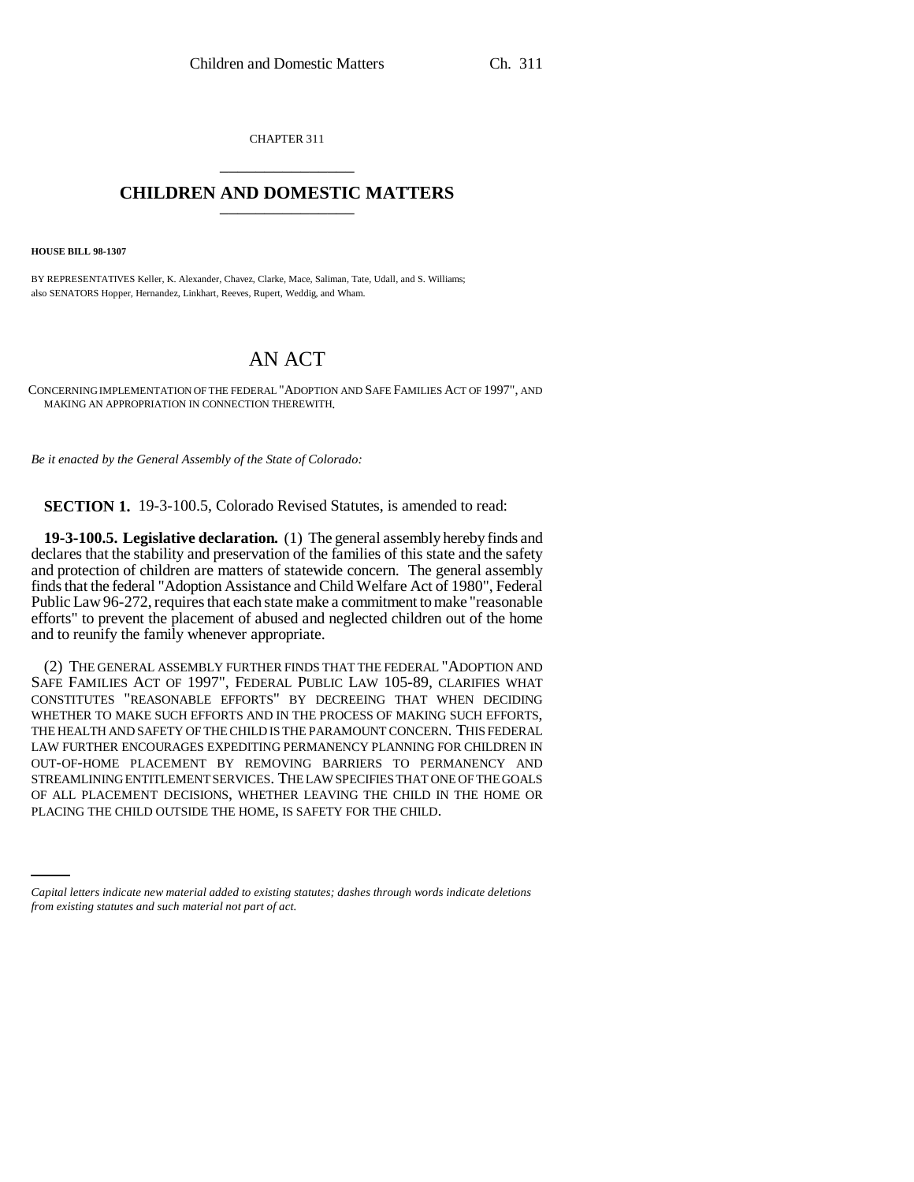CHAPTER 311

# CHILDREN AND DOMESTIC MATTERS

**HOUSE BILL 98-1307**

BY REPRESENTATIVES Keller, K. Alexander, Chavez, Clarke, Mace, Saliman, Tate, Udall, and S. Williams;
also SENATORS Hopper, Hernandez, Linkhart, Reeves, Rupert, Weddig, and Wham.

# AN ACT

CONCERNING IMPLEMENTATION OF THE FEDERAL "ADOPTION AND SAFE FAMILIES ACT OF 1997", AND MAKING AN APPROPRIATION IN CONNECTION THEREWITH.

*Be it enacted by the General Assembly of the State of Colorado:*

**SECTION 1.** 19-3-100.5, Colorado Revised Statutes, is amended to read:

**19-3-100.5. Legislative declaration.** (1) The general assembly hereby finds and declares that the stability and preservation of the families of this state and the safety and protection of children are matters of statewide concern. The general assembly finds that the federal "Adoption Assistance and Child Welfare Act of 1980", Federal Public Law 96-272, requires that each state make a commitment to make "reasonable efforts" to prevent the placement of abused and neglected children out of the home and to reunify the family whenever appropriate.

(2) THE GENERAL ASSEMBLY FURTHER FINDS THAT THE FEDERAL "ADOPTION AND SAFE FAMILIES ACT OF 1997", FEDERAL PUBLIC LAW 105-89, CLARIFIES WHAT CONSTITUTES "REASONABLE EFFORTS" BY DECREEING THAT WHEN DECIDING WHETHER TO MAKE SUCH EFFORTS AND IN THE PROCESS OF MAKING SUCH EFFORTS, THE HEALTH AND SAFETY OF THE CHILD IS THE PARAMOUNT CONCERN. THIS FEDERAL LAW FURTHER ENCOURAGES EXPEDITING PERMANENCY PLANNING FOR CHILDREN IN OUT-OF-HOME PLACEMENT BY REMOVING BARRIERS TO PERMANENCY AND STREAMLINING ENTITLEMENT SERVICES. THE LAW SPECIFIES THAT ONE OF THE GOALS OF ALL PLACEMENT DECISIONS, WHETHER LEAVING THE CHILD IN THE HOME OR PLACING THE CHILD OUTSIDE THE HOME, IS SAFETY FOR THE CHILD.

*Capital letters indicate new material added to existing statutes; dashes through words indicate deletions from existing statutes and such material not part of act.*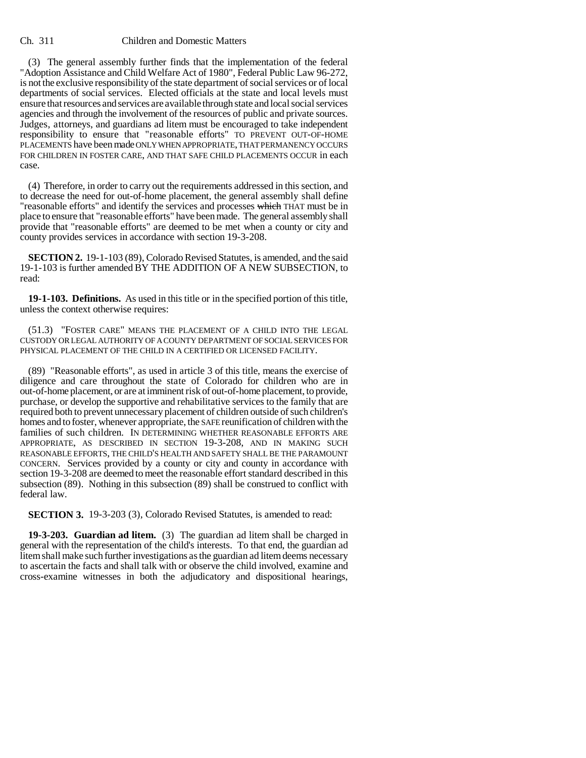(3) The general assembly further finds that the implementation of the federal "Adoption Assistance and Child Welfare Act of 1980", Federal Public Law 96-272, is not the exclusive responsibility of the state department of social services or of local departments of social services. Elected officials at the state and local levels must ensure that resources and services are available through state and local social services agencies and through the involvement of the resources of public and private sources. Judges, attorneys, and guardians ad litem must be encouraged to take independent responsibility to ensure that "reasonable efforts" TO PREVENT OUT-OF-HOME PLACEMENTS have been made ONLY WHEN APPROPRIATE, THAT PERMANENCY OCCURS FOR CHILDREN IN FOSTER CARE, AND THAT SAFE CHILD PLACEMENTS OCCUR in each case.

(4) Therefore, in order to carry out the requirements addressed in this section, and to decrease the need for out-of-home placement, the general assembly shall define "reasonable efforts" and identify the services and processes which THAT must be in place to ensure that "reasonable efforts" have been made. The general assembly shall provide that "reasonable efforts" are deemed to be met when a county or city and county provides services in accordance with section 19-3-208.

**SECTION 2.** 19-1-103 (89), Colorado Revised Statutes, is amended, and the said 19-1-103 is further amended BY THE ADDITION OF A NEW SUBSECTION, to read:

**19-1-103. Definitions.** As used in this title or in the specified portion of this title, unless the context otherwise requires:

(51.3) "FOSTER CARE" MEANS THE PLACEMENT OF A CHILD INTO THE LEGAL CUSTODY OR LEGAL AUTHORITY OF A COUNTY DEPARTMENT OF SOCIAL SERVICES FOR PHYSICAL PLACEMENT OF THE CHILD IN A CERTIFIED OR LICENSED FACILITY.

(89) "Reasonable efforts", as used in article 3 of this title, means the exercise of diligence and care throughout the state of Colorado for children who are in out-of-home placement, or are at imminent risk of out-of-home placement, to provide, purchase, or develop the supportive and rehabilitative services to the family that are required both to prevent unnecessary placement of children outside of such children's homes and to foster, whenever appropriate, the SAFE reunification of children with the families of such children. IN DETERMINING WHETHER REASONABLE EFFORTS ARE APPROPRIATE, AS DESCRIBED IN SECTION 19-3-208, AND IN MAKING SUCH REASONABLE EFFORTS, THE CHILD'S HEALTH AND SAFETY SHALL BE THE PARAMOUNT CONCERN. Services provided by a county or city and county in accordance with section 19-3-208 are deemed to meet the reasonable effort standard described in this subsection (89). Nothing in this subsection (89) shall be construed to conflict with federal law.

**SECTION 3.** 19-3-203 (3), Colorado Revised Statutes, is amended to read:

**19-3-203. Guardian ad litem.** (3) The guardian ad litem shall be charged in general with the representation of the child's interests. To that end, the guardian ad litem shall make such further investigations as the guardian ad litem deems necessary to ascertain the facts and shall talk with or observe the child involved, examine and cross-examine witnesses in both the adjudicatory and dispositional hearings,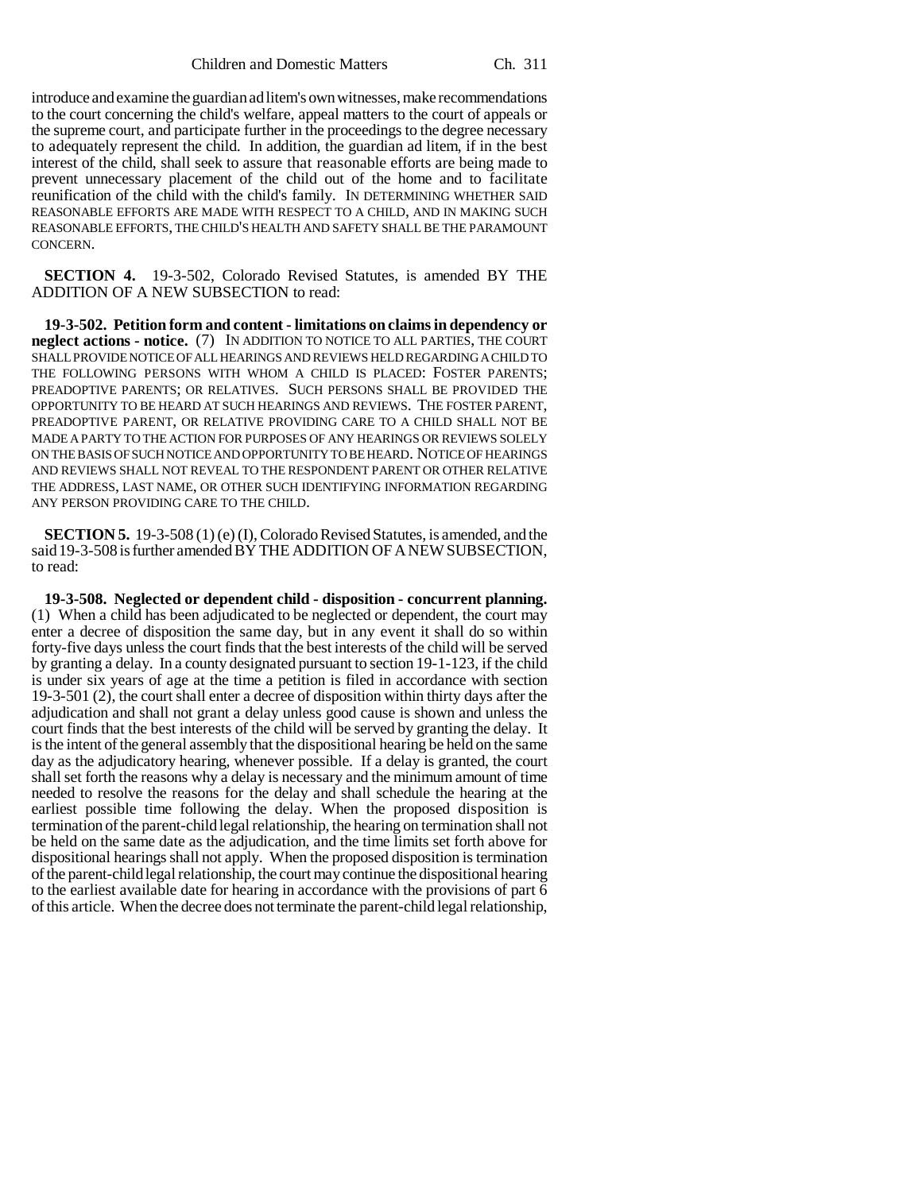introduce and examine the guardian ad litem's own witnesses, make recommendations to the court concerning the child's welfare, appeal matters to the court of appeals or the supreme court, and participate further in the proceedings to the degree necessary to adequately represent the child. In addition, the guardian ad litem, if in the best interest of the child, shall seek to assure that reasonable efforts are being made to prevent unnecessary placement of the child out of the home and to facilitate reunification of the child with the child's family. IN DETERMINING WHETHER SAID REASONABLE EFFORTS ARE MADE WITH RESPECT TO A CHILD, AND IN MAKING SUCH REASONABLE EFFORTS, THE CHILD'S HEALTH AND SAFETY SHALL BE THE PARAMOUNT CONCERN.

**SECTION 4.** 19-3-502, Colorado Revised Statutes, is amended BY THE ADDITION OF A NEW SUBSECTION to read:

**19-3-502. Petition form and content - limitations on claims in dependency or neglect actions - notice.** (7) IN ADDITION TO NOTICE TO ALL PARTIES, THE COURT SHALL PROVIDE NOTICE OF ALL HEARINGS AND REVIEWS HELD REGARDING A CHILD TO THE FOLLOWING PERSONS WITH WHOM A CHILD IS PLACED: FOSTER PARENTS; PREADOPTIVE PARENTS; OR RELATIVES. SUCH PERSONS SHALL BE PROVIDED THE OPPORTUNITY TO BE HEARD AT SUCH HEARINGS AND REVIEWS. THE FOSTER PARENT, PREADOPTIVE PARENT, OR RELATIVE PROVIDING CARE TO A CHILD SHALL NOT BE MADE A PARTY TO THE ACTION FOR PURPOSES OF ANY HEARINGS OR REVIEWS SOLELY ON THE BASIS OF SUCH NOTICE AND OPPORTUNITY TO BE HEARD. NOTICE OF HEARINGS AND REVIEWS SHALL NOT REVEAL TO THE RESPONDENT PARENT OR OTHER RELATIVE THE ADDRESS, LAST NAME, OR OTHER SUCH IDENTIFYING INFORMATION REGARDING ANY PERSON PROVIDING CARE TO THE CHILD.

**SECTION 5.** 19-3-508 (1) (e) (I), Colorado Revised Statutes, is amended, and the said 19-3-508 is further amended BY THE ADDITION OF A NEW SUBSECTION, to read:

**19-3-508. Neglected or dependent child - disposition - concurrent planning.** (1) When a child has been adjudicated to be neglected or dependent, the court may enter a decree of disposition the same day, but in any event it shall do so within forty-five days unless the court finds that the best interests of the child will be served by granting a delay. In a county designated pursuant to section 19-1-123, if the child is under six years of age at the time a petition is filed in accordance with section 19-3-501 (2), the court shall enter a decree of disposition within thirty days after the adjudication and shall not grant a delay unless good cause is shown and unless the court finds that the best interests of the child will be served by granting the delay. It is the intent of the general assembly that the dispositional hearing be held on the same day as the adjudicatory hearing, whenever possible. If a delay is granted, the court shall set forth the reasons why a delay is necessary and the minimum amount of time needed to resolve the reasons for the delay and shall schedule the hearing at the earliest possible time following the delay. When the proposed disposition is termination of the parent-child legal relationship, the hearing on termination shall not be held on the same date as the adjudication, and the time limits set forth above for dispositional hearings shall not apply. When the proposed disposition is termination of the parent-child legal relationship, the court may continue the dispositional hearing to the earliest available date for hearing in accordance with the provisions of part 6 of this article. When the decree does not terminate the parent-child legal relationship,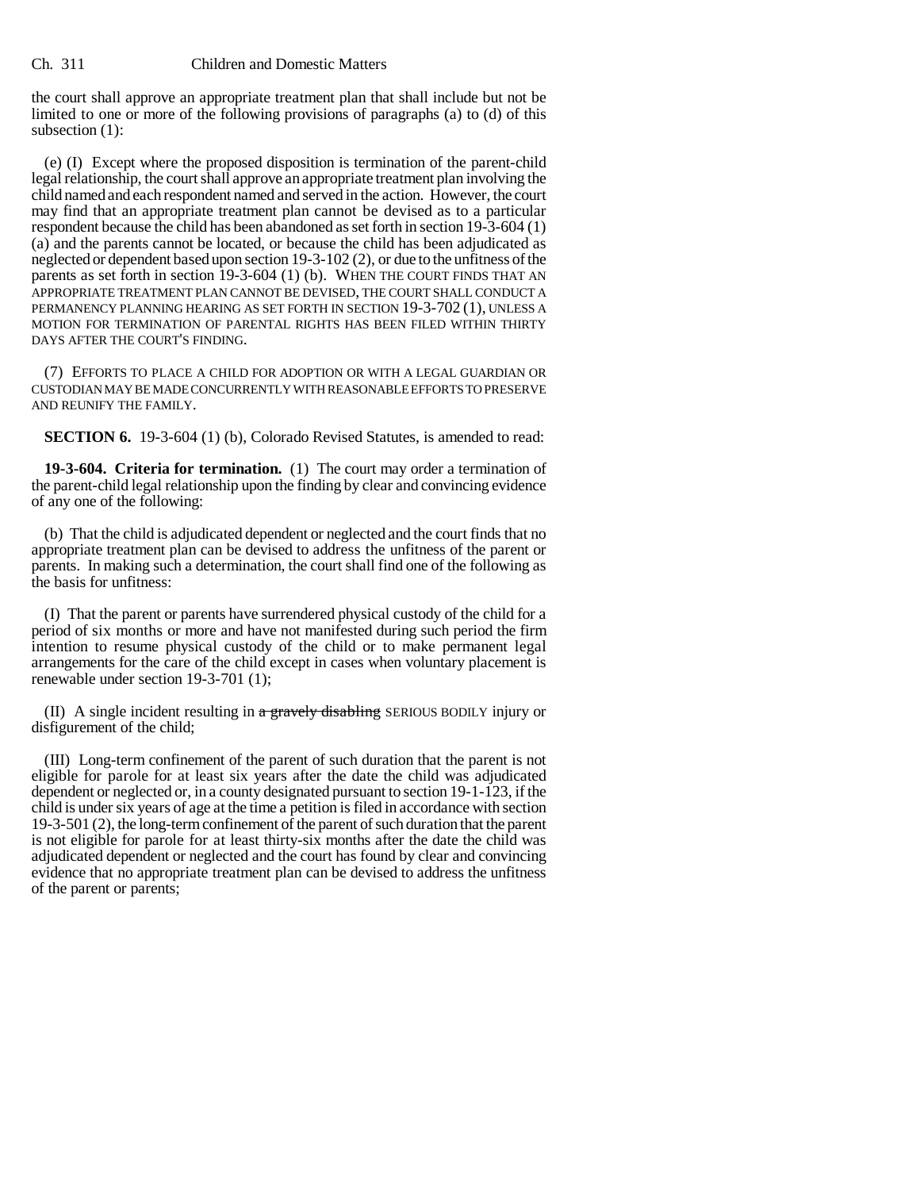the court shall approve an appropriate treatment plan that shall include but not be limited to one or more of the following provisions of paragraphs (a) to (d) of this subsection (1):

(e) (I) Except where the proposed disposition is termination of the parent-child legal relationship, the court shall approve an appropriate treatment plan involving the child named and each respondent named and served in the action. However, the court may find that an appropriate treatment plan cannot be devised as to a particular respondent because the child has been abandoned as set forth in section 19-3-604 (1) (a) and the parents cannot be located, or because the child has been adjudicated as neglected or dependent based upon section 19-3-102 (2), or due to the unfitness of the parents as set forth in section 19-3-604 (1) (b). WHEN THE COURT FINDS THAT AN APPROPRIATE TREATMENT PLAN CANNOT BE DEVISED, THE COURT SHALL CONDUCT A PERMANENCY PLANNING HEARING AS SET FORTH IN SECTION 19-3-702 (1), UNLESS A MOTION FOR TERMINATION OF PARENTAL RIGHTS HAS BEEN FILED WITHIN THIRTY DAYS AFTER THE COURT'S FINDING.

(7) EFFORTS TO PLACE A CHILD FOR ADOPTION OR WITH A LEGAL GUARDIAN OR CUSTODIAN MAY BE MADE CONCURRENTLY WITH REASONABLE EFFORTS TO PRESERVE AND REUNIFY THE FAMILY.

**SECTION 6.** 19-3-604 (1) (b), Colorado Revised Statutes, is amended to read:

**19-3-604. Criteria for termination.** (1) The court may order a termination of the parent-child legal relationship upon the finding by clear and convincing evidence of any one of the following:

(b) That the child is adjudicated dependent or neglected and the court finds that no appropriate treatment plan can be devised to address the unfitness of the parent or parents. In making such a determination, the court shall find one of the following as the basis for unfitness:

(I) That the parent or parents have surrendered physical custody of the child for a period of six months or more and have not manifested during such period the firm intention to resume physical custody of the child or to make permanent legal arrangements for the care of the child except in cases when voluntary placement is renewable under section 19-3-701 (1);

(II) A single incident resulting in ~~a gravely disabling~~ SERIOUS BODILY injury or disfigurement of the child;

(III) Long-term confinement of the parent of such duration that the parent is not eligible for parole for at least six years after the date the child was adjudicated dependent or neglected or, in a county designated pursuant to section 19-1-123, if the child is under six years of age at the time a petition is filed in accordance with section 19-3-501 (2), the long-term confinement of the parent of such duration that the parent is not eligible for parole for at least thirty-six months after the date the child was adjudicated dependent or neglected and the court has found by clear and convincing evidence that no appropriate treatment plan can be devised to address the unfitness of the parent or parents;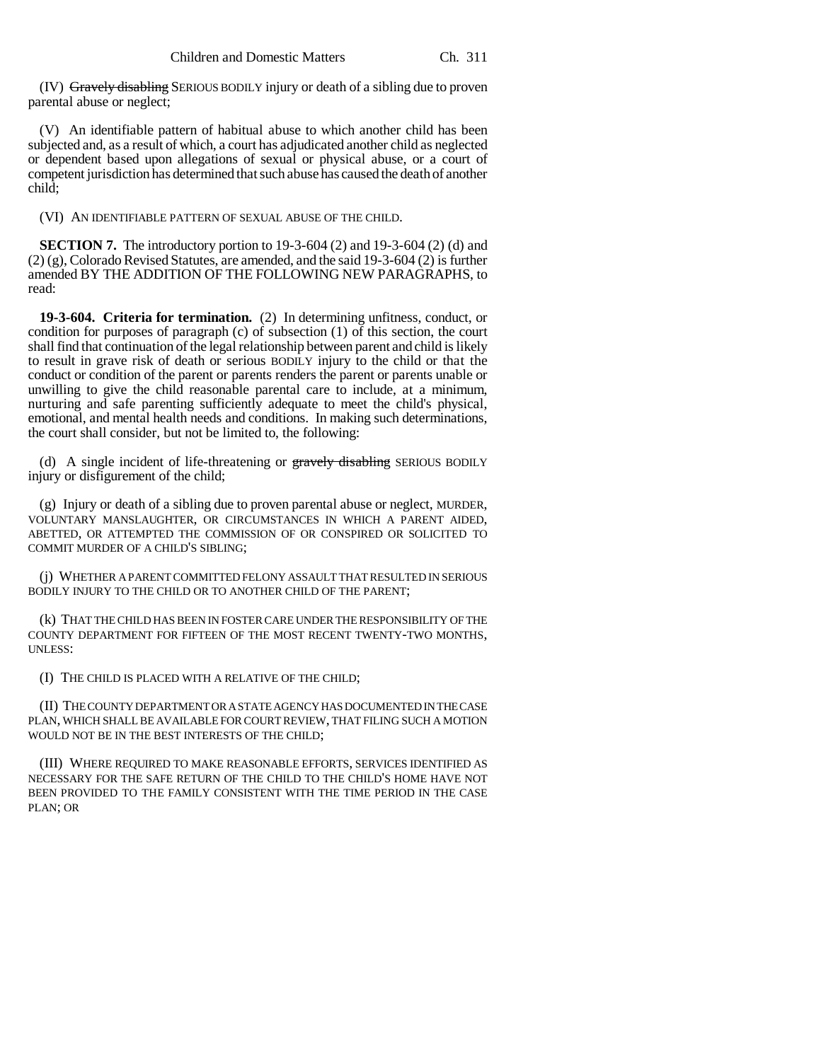(IV) ~~Gravely disabling~~ SERIOUS BODILY injury or death of a sibling due to proven parental abuse or neglect;

(V) An identifiable pattern of habitual abuse to which another child has been subjected and, as a result of which, a court has adjudicated another child as neglected or dependent based upon allegations of sexual or physical abuse, or a court of competent jurisdiction has determined that such abuse has caused the death of another child;

(VI) AN IDENTIFIABLE PATTERN OF SEXUAL ABUSE OF THE CHILD.

**SECTION 7.** The introductory portion to 19-3-604 (2) and 19-3-604 (2) (d) and (2) (g), Colorado Revised Statutes, are amended, and the said 19-3-604 (2) is further amended BY THE ADDITION OF THE FOLLOWING NEW PARAGRAPHS, to read:

**19-3-604. Criteria for termination.** (2) In determining unfitness, conduct, or condition for purposes of paragraph (c) of subsection (1) of this section, the court shall find that continuation of the legal relationship between parent and child is likely to result in grave risk of death or serious BODILY injury to the child or that the conduct or condition of the parent or parents renders the parent or parents unable or unwilling to give the child reasonable parental care to include, at a minimum, nurturing and safe parenting sufficiently adequate to meet the child's physical, emotional, and mental health needs and conditions. In making such determinations, the court shall consider, but not be limited to, the following:

(d) A single incident of life-threatening or ~~gravely disabling~~ SERIOUS BODILY injury or disfigurement of the child;

(g) Injury or death of a sibling due to proven parental abuse or neglect, MURDER, VOLUNTARY MANSLAUGHTER, OR CIRCUMSTANCES IN WHICH A PARENT AIDED, ABETTED, OR ATTEMPTED THE COMMISSION OF OR CONSPIRED OR SOLICITED TO COMMIT MURDER OF A CHILD'S SIBLING;

(j) WHETHER A PARENT COMMITTED FELONY ASSAULT THAT RESULTED IN SERIOUS BODILY INJURY TO THE CHILD OR TO ANOTHER CHILD OF THE PARENT;

(k) THAT THE CHILD HAS BEEN IN FOSTER CARE UNDER THE RESPONSIBILITY OF THE COUNTY DEPARTMENT FOR FIFTEEN OF THE MOST RECENT TWENTY-TWO MONTHS, UNLESS:

(I) THE CHILD IS PLACED WITH A RELATIVE OF THE CHILD;

(II) THE COUNTY DEPARTMENT OR A STATE AGENCY HAS DOCUMENTED IN THE CASE PLAN, WHICH SHALL BE AVAILABLE FOR COURT REVIEW, THAT FILING SUCH A MOTION WOULD NOT BE IN THE BEST INTERESTS OF THE CHILD;

(III) WHERE REQUIRED TO MAKE REASONABLE EFFORTS, SERVICES IDENTIFIED AS NECESSARY FOR THE SAFE RETURN OF THE CHILD TO THE CHILD'S HOME HAVE NOT BEEN PROVIDED TO THE FAMILY CONSISTENT WITH THE TIME PERIOD IN THE CASE PLAN; OR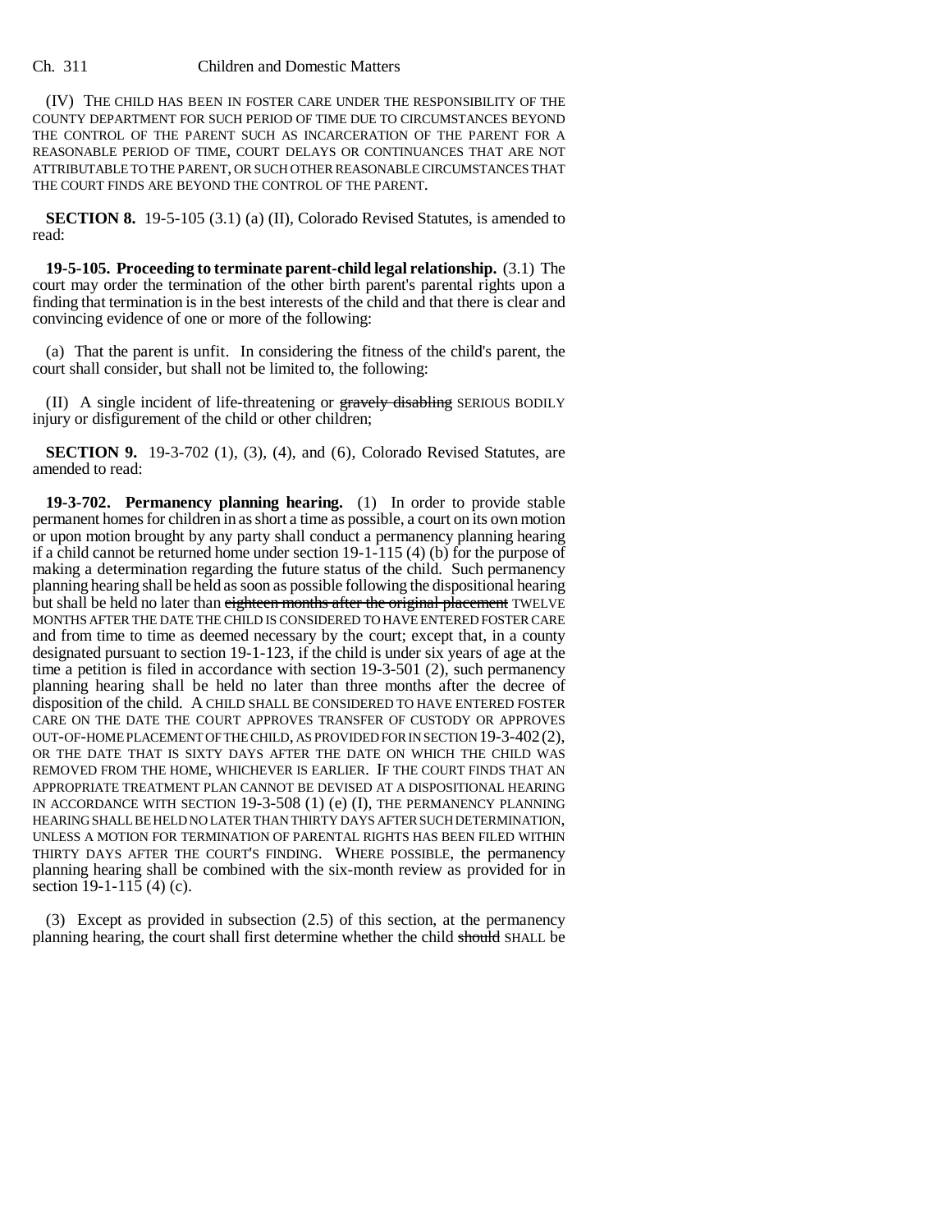(IV) THE CHILD HAS BEEN IN FOSTER CARE UNDER THE RESPONSIBILITY OF THE COUNTY DEPARTMENT FOR SUCH PERIOD OF TIME DUE TO CIRCUMSTANCES BEYOND THE CONTROL OF THE PARENT SUCH AS INCARCERATION OF THE PARENT FOR A REASONABLE PERIOD OF TIME, COURT DELAYS OR CONTINUANCES THAT ARE NOT ATTRIBUTABLE TO THE PARENT, OR SUCH OTHER REASONABLE CIRCUMSTANCES THAT THE COURT FINDS ARE BEYOND THE CONTROL OF THE PARENT.

**SECTION 8.** 19-5-105 (3.1) (a) (II), Colorado Revised Statutes, is amended to read:

**19-5-105. Proceeding to terminate parent-child legal relationship.** (3.1) The court may order the termination of the other birth parent's parental rights upon a finding that termination is in the best interests of the child and that there is clear and convincing evidence of one or more of the following:

(a) That the parent is unfit. In considering the fitness of the child's parent, the court shall consider, but shall not be limited to, the following:

(II) A single incident of life-threatening or ~~gravely disabling~~ SERIOUS BODILY injury or disfigurement of the child or other children;

**SECTION 9.** 19-3-702 (1), (3), (4), and (6), Colorado Revised Statutes, are amended to read:

**19-3-702. Permanency planning hearing.** (1) In order to provide stable permanent homes for children in as short a time as possible, a court on its own motion or upon motion brought by any party shall conduct a permanency planning hearing if a child cannot be returned home under section 19-1-115 (4) (b) for the purpose of making a determination regarding the future status of the child. Such permanency planning hearing shall be held as soon as possible following the dispositional hearing but shall be held no later than ~~eighteen months after the original placement~~ TWELVE MONTHS AFTER THE DATE THE CHILD IS CONSIDERED TO HAVE ENTERED FOSTER CARE and from time to time as deemed necessary by the court; except that, in a county designated pursuant to section 19-1-123, if the child is under six years of age at the time a petition is filed in accordance with section 19-3-501 (2), such permanency planning hearing shall be held no later than three months after the decree of disposition of the child. A CHILD SHALL BE CONSIDERED TO HAVE ENTERED FOSTER CARE ON THE DATE THE COURT APPROVES TRANSFER OF CUSTODY OR APPROVES OUT-OF-HOME PLACEMENT OF THE CHILD, AS PROVIDED FOR IN SECTION 19-3-402 (2), OR THE DATE THAT IS SIXTY DAYS AFTER THE DATE ON WHICH THE CHILD WAS REMOVED FROM THE HOME, WHICHEVER IS EARLIER. IF THE COURT FINDS THAT AN APPROPRIATE TREATMENT PLAN CANNOT BE DEVISED AT A DISPOSITIONAL HEARING IN ACCORDANCE WITH SECTION 19-3-508 (1) (e) (I), THE PERMANENCY PLANNING HEARING SHALL BE HELD NO LATER THAN THIRTY DAYS AFTER SUCH DETERMINATION, UNLESS A MOTION FOR TERMINATION OF PARENTAL RIGHTS HAS BEEN FILED WITHIN THIRTY DAYS AFTER THE COURT'S FINDING. WHERE POSSIBLE, the permanency planning hearing shall be combined with the six-month review as provided for in section 19-1-115 (4) (c).

(3) Except as provided in subsection (2.5) of this section, at the permanency planning hearing, the court shall first determine whether the child ~~should~~ SHALL be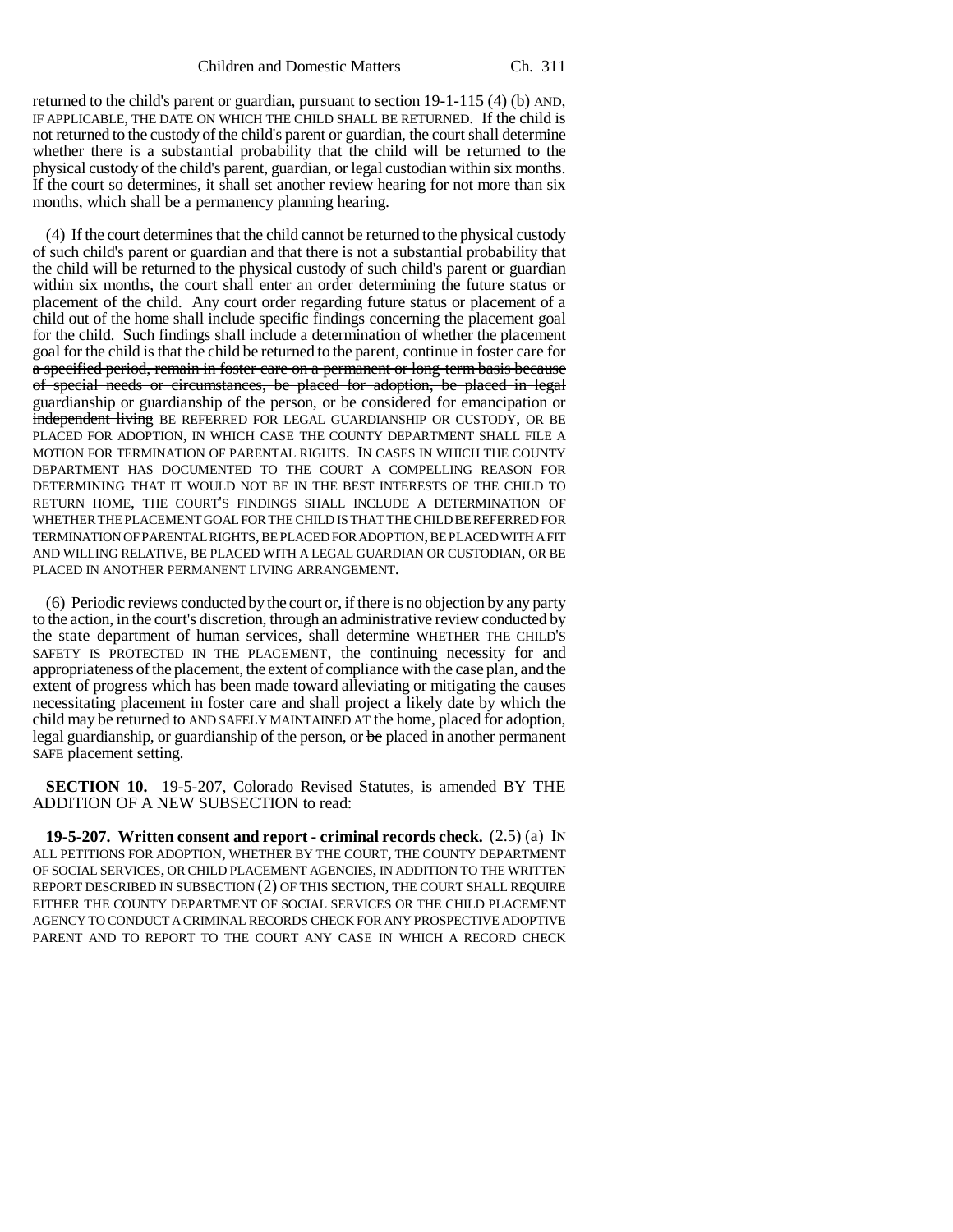returned to the child's parent or guardian, pursuant to section 19-1-115 (4) (b) AND, IF APPLICABLE, THE DATE ON WHICH THE CHILD SHALL BE RETURNED. If the child is not returned to the custody of the child's parent or guardian, the court shall determine whether there is a substantial probability that the child will be returned to the physical custody of the child's parent, guardian, or legal custodian within six months. If the court so determines, it shall set another review hearing for not more than six months, which shall be a permanency planning hearing.

(4) If the court determines that the child cannot be returned to the physical custody of such child's parent or guardian and that there is not a substantial probability that the child will be returned to the physical custody of such child's parent or guardian within six months, the court shall enter an order determining the future status or placement of the child. Any court order regarding future status or placement of a child out of the home shall include specific findings concerning the placement goal for the child. Such findings shall include a determination of whether the placement goal for the child is that the child be returned to the parent, ~~continue in foster care for a specified period, remain in foster care on a permanent or long-term basis because of special needs or circumstances, be placed for adoption, be placed in legal guardianship or guardianship of the person, or be considered for emancipation or independent living~~ BE REFERRED FOR LEGAL GUARDIANSHIP OR CUSTODY, OR BE PLACED FOR ADOPTION, IN WHICH CASE THE COUNTY DEPARTMENT SHALL FILE A MOTION FOR TERMINATION OF PARENTAL RIGHTS. IN CASES IN WHICH THE COUNTY DEPARTMENT HAS DOCUMENTED TO THE COURT A COMPELLING REASON FOR DETERMINING THAT IT WOULD NOT BE IN THE BEST INTERESTS OF THE CHILD TO RETURN HOME, THE COURT'S FINDINGS SHALL INCLUDE A DETERMINATION OF WHETHER THE PLACEMENT GOAL FOR THE CHILD IS THAT THE CHILD BE REFERRED FOR TERMINATION OF PARENTAL RIGHTS, BE PLACED FOR ADOPTION, BE PLACED WITH A FIT AND WILLING RELATIVE, BE PLACED WITH A LEGAL GUARDIAN OR CUSTODIAN, OR BE PLACED IN ANOTHER PERMANENT LIVING ARRANGEMENT.

(6) Periodic reviews conducted by the court or, if there is no objection by any party to the action, in the court's discretion, through an administrative review conducted by the state department of human services, shall determine WHETHER THE CHILD'S SAFETY IS PROTECTED IN THE PLACEMENT, the continuing necessity for and appropriateness of the placement, the extent of compliance with the case plan, and the extent of progress which has been made toward alleviating or mitigating the causes necessitating placement in foster care and shall project a likely date by which the child may be returned to AND SAFELY MAINTAINED AT the home, placed for adoption, legal guardianship, or guardianship of the person, or ~~be~~ placed in another permanent SAFE placement setting.

**SECTION 10.** 19-5-207, Colorado Revised Statutes, is amended BY THE ADDITION OF A NEW SUBSECTION to read:

**19-5-207. Written consent and report - criminal records check.** (2.5) (a) IN ALL PETITIONS FOR ADOPTION, WHETHER BY THE COURT, THE COUNTY DEPARTMENT OF SOCIAL SERVICES, OR CHILD PLACEMENT AGENCIES, IN ADDITION TO THE WRITTEN REPORT DESCRIBED IN SUBSECTION (2) OF THIS SECTION, THE COURT SHALL REQUIRE EITHER THE COUNTY DEPARTMENT OF SOCIAL SERVICES OR THE CHILD PLACEMENT AGENCY TO CONDUCT A CRIMINAL RECORDS CHECK FOR ANY PROSPECTIVE ADOPTIVE PARENT AND TO REPORT TO THE COURT ANY CASE IN WHICH A RECORD CHECK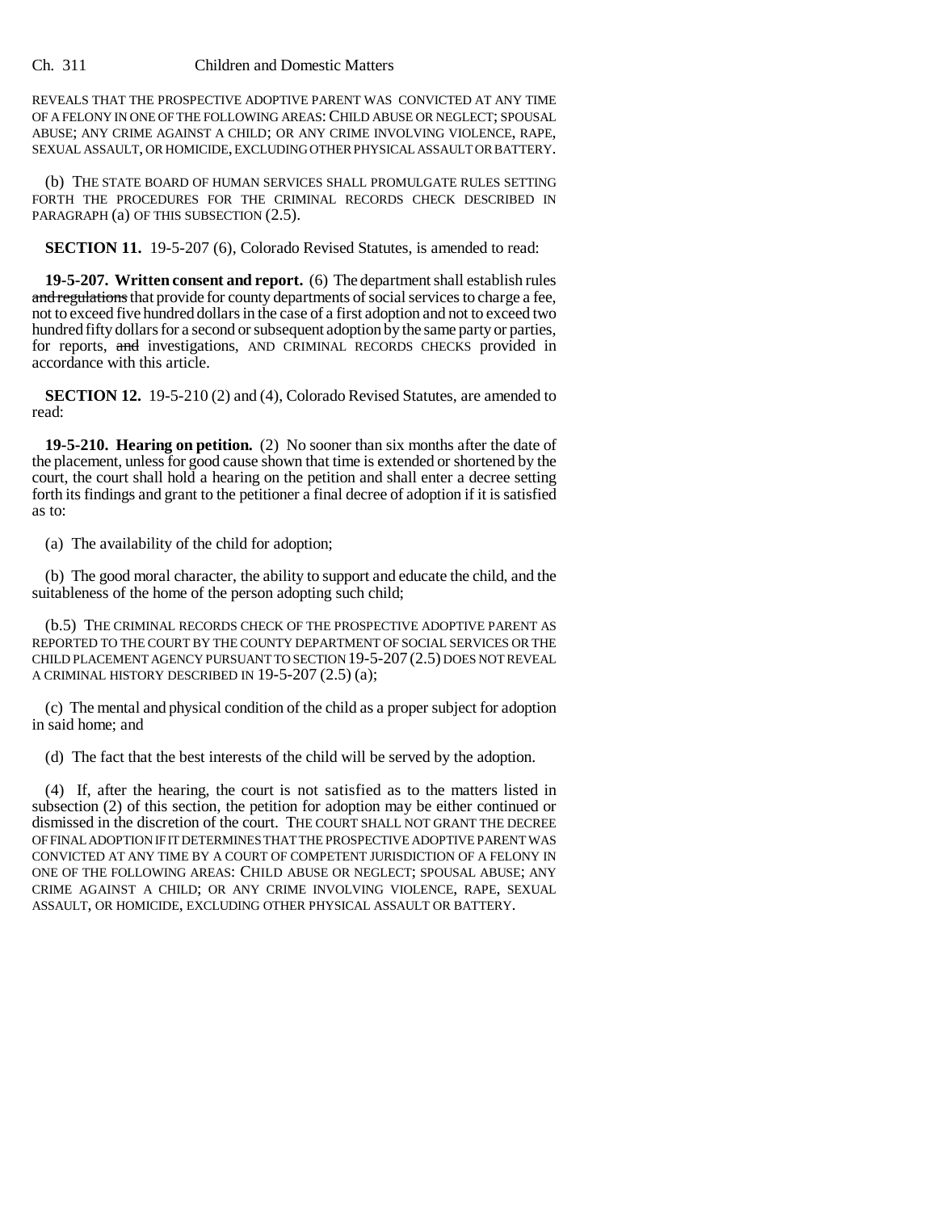REVEALS THAT THE PROSPECTIVE ADOPTIVE PARENT WAS CONVICTED AT ANY TIME OF A FELONY IN ONE OF THE FOLLOWING AREAS: CHILD ABUSE OR NEGLECT; SPOUSAL ABUSE; ANY CRIME AGAINST A CHILD; OR ANY CRIME INVOLVING VIOLENCE, RAPE, SEXUAL ASSAULT, OR HOMICIDE, EXCLUDING OTHER PHYSICAL ASSAULT OR BATTERY.

(b) THE STATE BOARD OF HUMAN SERVICES SHALL PROMULGATE RULES SETTING FORTH THE PROCEDURES FOR THE CRIMINAL RECORDS CHECK DESCRIBED IN PARAGRAPH (a) OF THIS SUBSECTION (2.5).

**SECTION 11.** 19-5-207 (6), Colorado Revised Statutes, is amended to read:

**19-5-207. Written consent and report.** (6) The department shall establish rules and regulations that provide for county departments of social services to charge a fee, not to exceed five hundred dollars in the case of a first adoption and not to exceed two hundred fifty dollars for a second or subsequent adoption by the same party or parties, for reports, and investigations, AND CRIMINAL RECORDS CHECKS provided in accordance with this article.

**SECTION 12.** 19-5-210 (2) and (4), Colorado Revised Statutes, are amended to read:

**19-5-210. Hearing on petition.** (2) No sooner than six months after the date of the placement, unless for good cause shown that time is extended or shortened by the court, the court shall hold a hearing on the petition and shall enter a decree setting forth its findings and grant to the petitioner a final decree of adoption if it is satisfied as to:

(a) The availability of the child for adoption;

(b) The good moral character, the ability to support and educate the child, and the suitableness of the home of the person adopting such child;

(b.5) THE CRIMINAL RECORDS CHECK OF THE PROSPECTIVE ADOPTIVE PARENT AS REPORTED TO THE COURT BY THE COUNTY DEPARTMENT OF SOCIAL SERVICES OR THE CHILD PLACEMENT AGENCY PURSUANT TO SECTION 19-5-207 (2.5) DOES NOT REVEAL A CRIMINAL HISTORY DESCRIBED IN 19-5-207 (2.5) (a);

(c) The mental and physical condition of the child as a proper subject for adoption in said home; and

(d) The fact that the best interests of the child will be served by the adoption.

(4) If, after the hearing, the court is not satisfied as to the matters listed in subsection (2) of this section, the petition for adoption may be either continued or dismissed in the discretion of the court. THE COURT SHALL NOT GRANT THE DECREE OF FINAL ADOPTION IF IT DETERMINES THAT THE PROSPECTIVE ADOPTIVE PARENT WAS CONVICTED AT ANY TIME BY A COURT OF COMPETENT JURISDICTION OF A FELONY IN ONE OF THE FOLLOWING AREAS: CHILD ABUSE OR NEGLECT; SPOUSAL ABUSE; ANY CRIME AGAINST A CHILD; OR ANY CRIME INVOLVING VIOLENCE, RAPE, SEXUAL ASSAULT, OR HOMICIDE, EXCLUDING OTHER PHYSICAL ASSAULT OR BATTERY.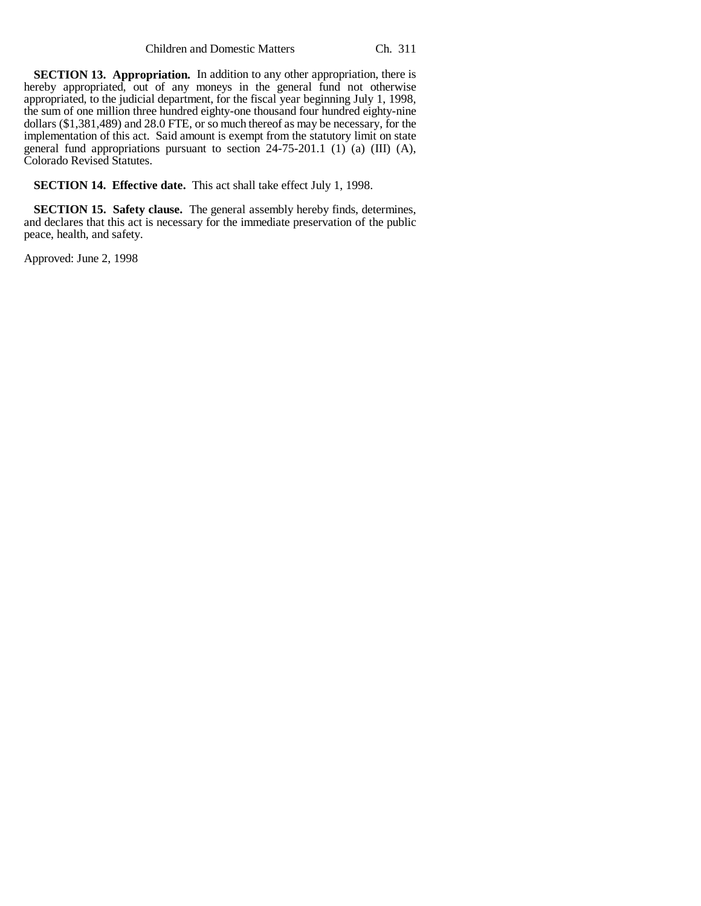**SECTION 13. Appropriation.** In addition to any other appropriation, there is hereby appropriated, out of any moneys in the general fund not otherwise appropriated, to the judicial department, for the fiscal year beginning July 1, 1998, the sum of one million three hundred eighty-one thousand four hundred eighty-nine dollars ($1,381,489) and 28.0 FTE, or so much thereof as may be necessary, for the implementation of this act. Said amount is exempt from the statutory limit on state general fund appropriations pursuant to section 24-75-201.1 (1) (a) (III) (A), Colorado Revised Statutes.

**SECTION 14. Effective date.** This act shall take effect July 1, 1998.

**SECTION 15. Safety clause.** The general assembly hereby finds, determines, and declares that this act is necessary for the immediate preservation of the public peace, health, and safety.

Approved: June 2, 1998